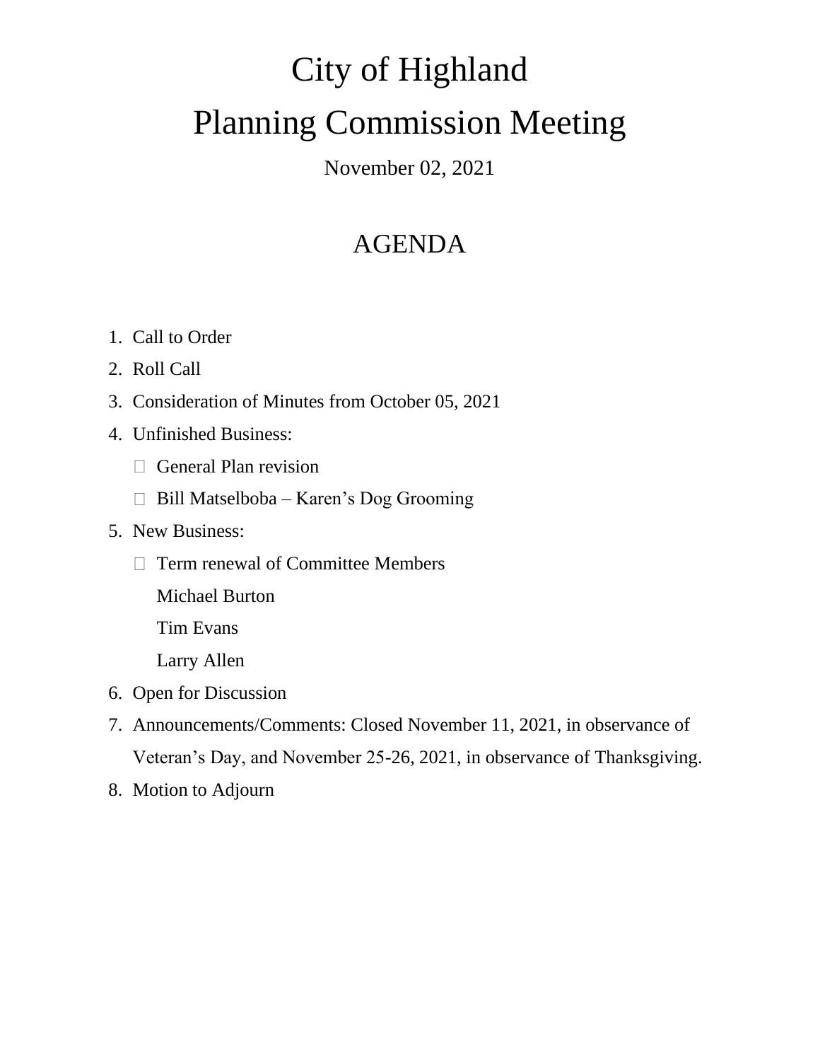# City of Highland

# Planning Commission Meeting

November 02, 2021

## AGENDA

1. Call to Order
2. Roll Call
3. Consideration of Minutes from October 05, 2021
4. Unfinished Business:
   - General Plan revision
   - Bill Matselboba – Karen's Dog Grooming
5. New Business:
   - Term renewal of Committee Members

     Michael Burton

     Tim Evans

     Larry Allen
6. Open for Discussion
7. Announcements/Comments: Closed November 11, 2021, in observance of Veteran's Day, and November 25-26, 2021, in observance of Thanksgiving.
8. Motion to Adjourn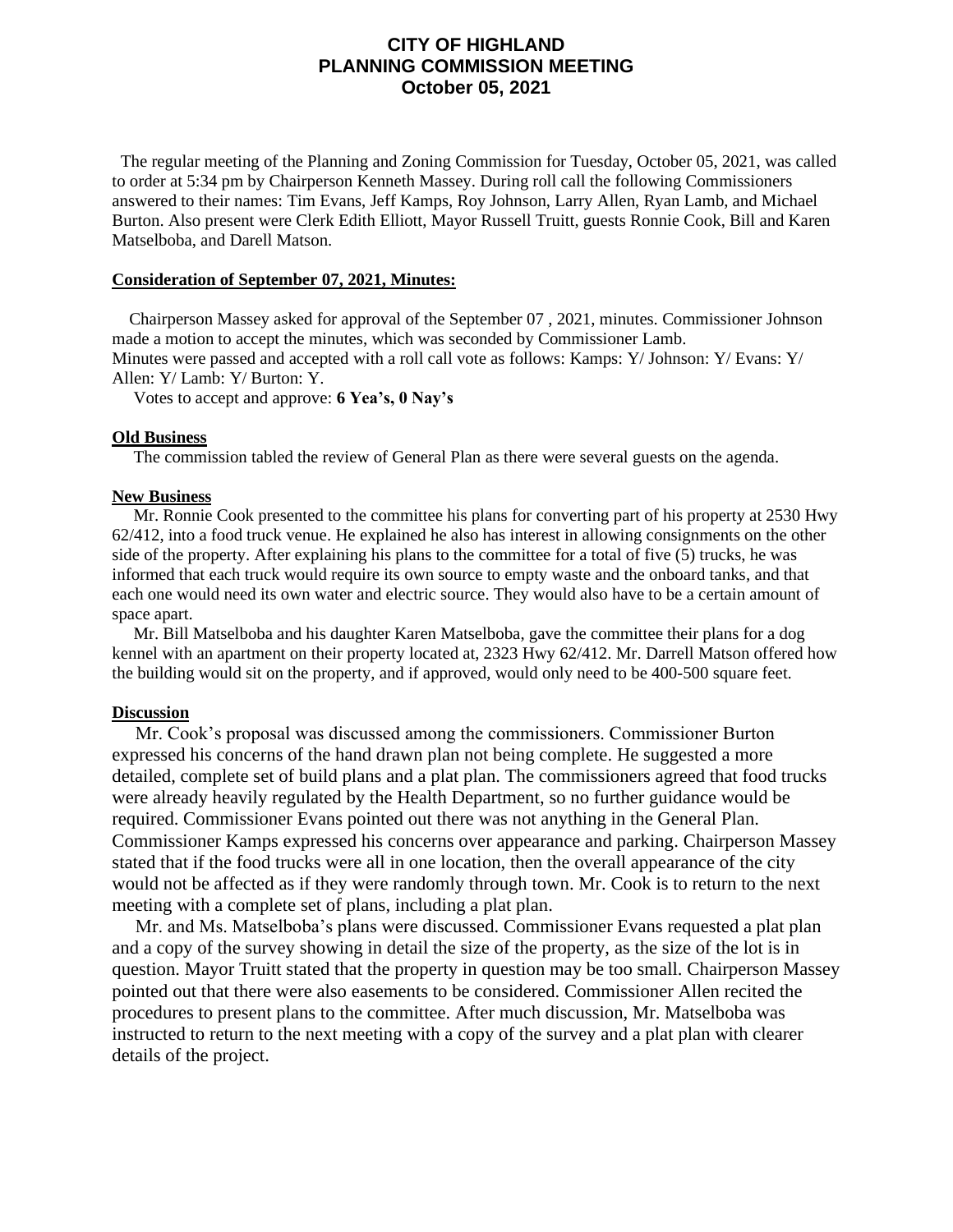# CITY OF HIGHLAND
# PLANNING COMMISSION MEETING
# October 05, 2021

The regular meeting of the Planning and Zoning Commission for Tuesday, October 05, 2021, was called to order at 5:34 pm by Chairperson Kenneth Massey. During roll call the following Commissioners answered to their names: Tim Evans, Jeff Kamps, Roy Johnson, Larry Allen, Ryan Lamb, and Michael Burton. Also present were Clerk Edith Elliott, Mayor Russell Truitt, guests Ronnie Cook, Bill and Karen Matselboba, and Darell Matson.

**Consideration of September 07, 2021, Minutes:**

Chairperson Massey asked for approval of the September 07 , 2021, minutes. Commissioner Johnson made a motion to accept the minutes, which was seconded by Commissioner Lamb.
Minutes were passed and accepted with a roll call vote as follows: Kamps: Y/ Johnson: Y/ Evans: Y/ Allen: Y/ Lamb: Y/ Burton: Y.

Votes to accept and approve: **6 Yea's, 0 Nay's**

**Old Business**

The commission tabled the review of General Plan as there were several guests on the agenda.

**New Business**

Mr. Ronnie Cook presented to the committee his plans for converting part of his property at 2530 Hwy 62/412, into a food truck venue. He explained he also has interest in allowing consignments on the other side of the property. After explaining his plans to the committee for a total of five (5) trucks, he was informed that each truck would require its own source to empty waste and the onboard tanks, and that each one would need its own water and electric source. They would also have to be a certain amount of space apart.

Mr. Bill Matselboba and his daughter Karen Matselboba, gave the committee their plans for a dog kennel with an apartment on their property located at, 2323 Hwy 62/412. Mr. Darrell Matson offered how the building would sit on the property, and if approved, would only need to be 400-500 square feet.

**Discussion**

Mr. Cook's proposal was discussed among the commissioners. Commissioner Burton expressed his concerns of the hand drawn plan not being complete. He suggested a more detailed, complete set of build plans and a plat plan. The commissioners agreed that food trucks were already heavily regulated by the Health Department, so no further guidance would be required. Commissioner Evans pointed out there was not anything in the General Plan. Commissioner Kamps expressed his concerns over appearance and parking. Chairperson Massey stated that if the food trucks were all in one location, then the overall appearance of the city would not be affected as if they were randomly through town. Mr. Cook is to return to the next meeting with a complete set of plans, including a plat plan.

Mr. and Ms. Matselboba's plans were discussed. Commissioner Evans requested a plat plan and a copy of the survey showing in detail the size of the property, as the size of the lot is in question. Mayor Truitt stated that the property in question may be too small. Chairperson Massey pointed out that there were also easements to be considered. Commissioner Allen recited the procedures to present plans to the committee. After much discussion, Mr. Matselboba was instructed to return to the next meeting with a copy of the survey and a plat plan with clearer details of the project.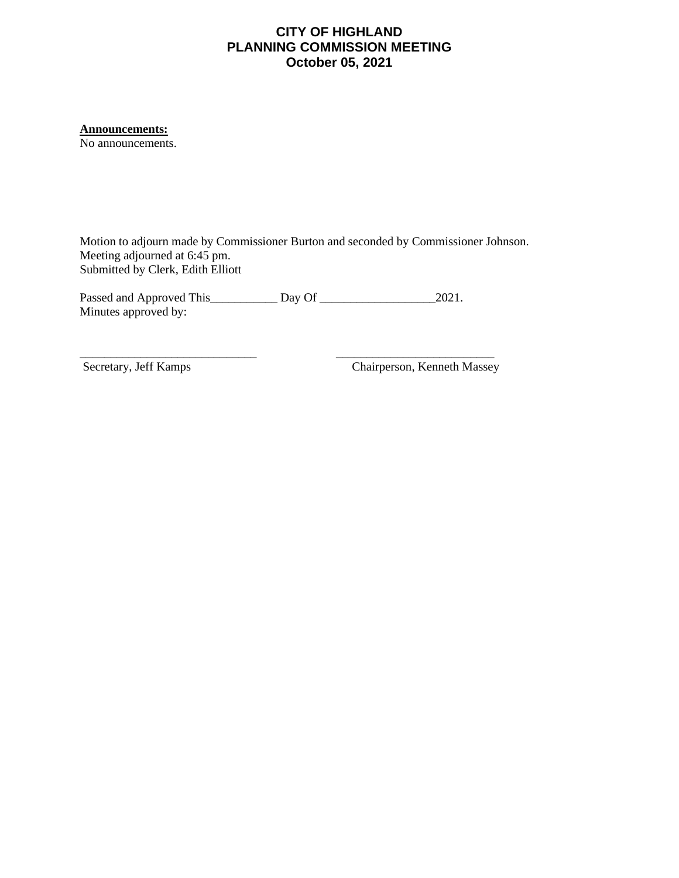**CITY OF HIGHLAND**
**PLANNING COMMISSION MEETING**
**October 05, 2021**

**Announcements:**
No announcements.

Motion to adjourn made by Commissioner Burton and seconded by Commissioner Johnson.
Meeting adjourned at 6:45 pm.
Submitted by Clerk, Edith Elliott

Passed and Approved This___________ Day Of ___________________2021.
Minutes approved by:

_____________________________ _________________________
Secretary, Jeff Kamps Chairperson, Kenneth Massey